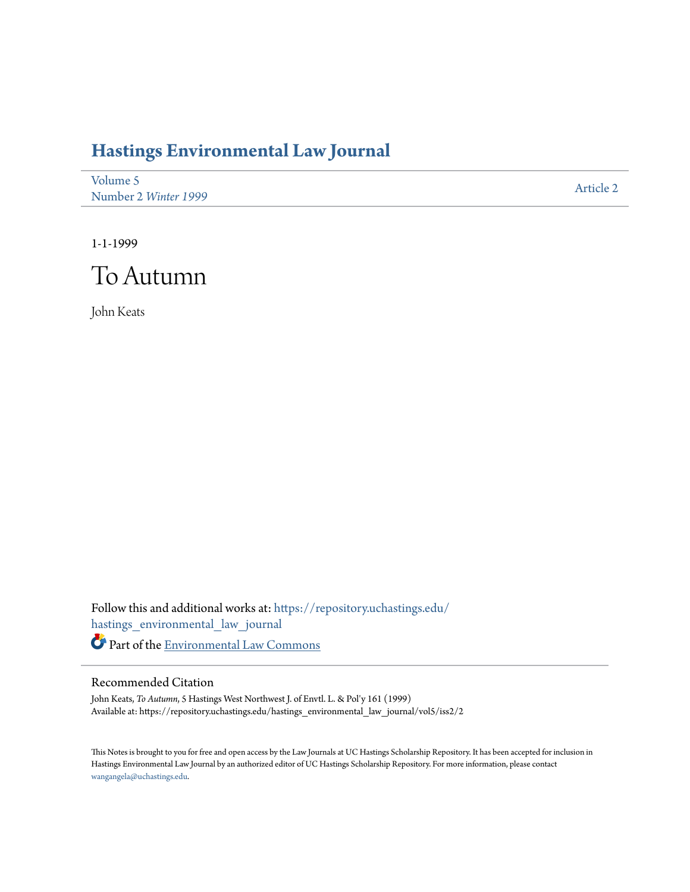# Hastings Environmental Law Journal

Volume 5
Number 2 *Winter 1999*

Article 2

1-1-1999

# To Autumn

John Keats

Follow this and additional works at: https://repository.uchastings.edu/hastings_environmental_law_journal

Part of the Environmental Law Commons

## Recommended Citation

John Keats, *To Autumn*, 5 Hastings West Northwest J. of Envtl. L. & Pol'y 161 (1999)
Available at: https://repository.uchastings.edu/hastings_environmental_law_journal/vol5/iss2/2

This Notes is brought to you for free and open access by the Law Journals at UC Hastings Scholarship Repository. It has been accepted for inclusion in Hastings Environmental Law Journal by an authorized editor of UC Hastings Scholarship Repository. For more information, please contact wangangela@uchastings.edu.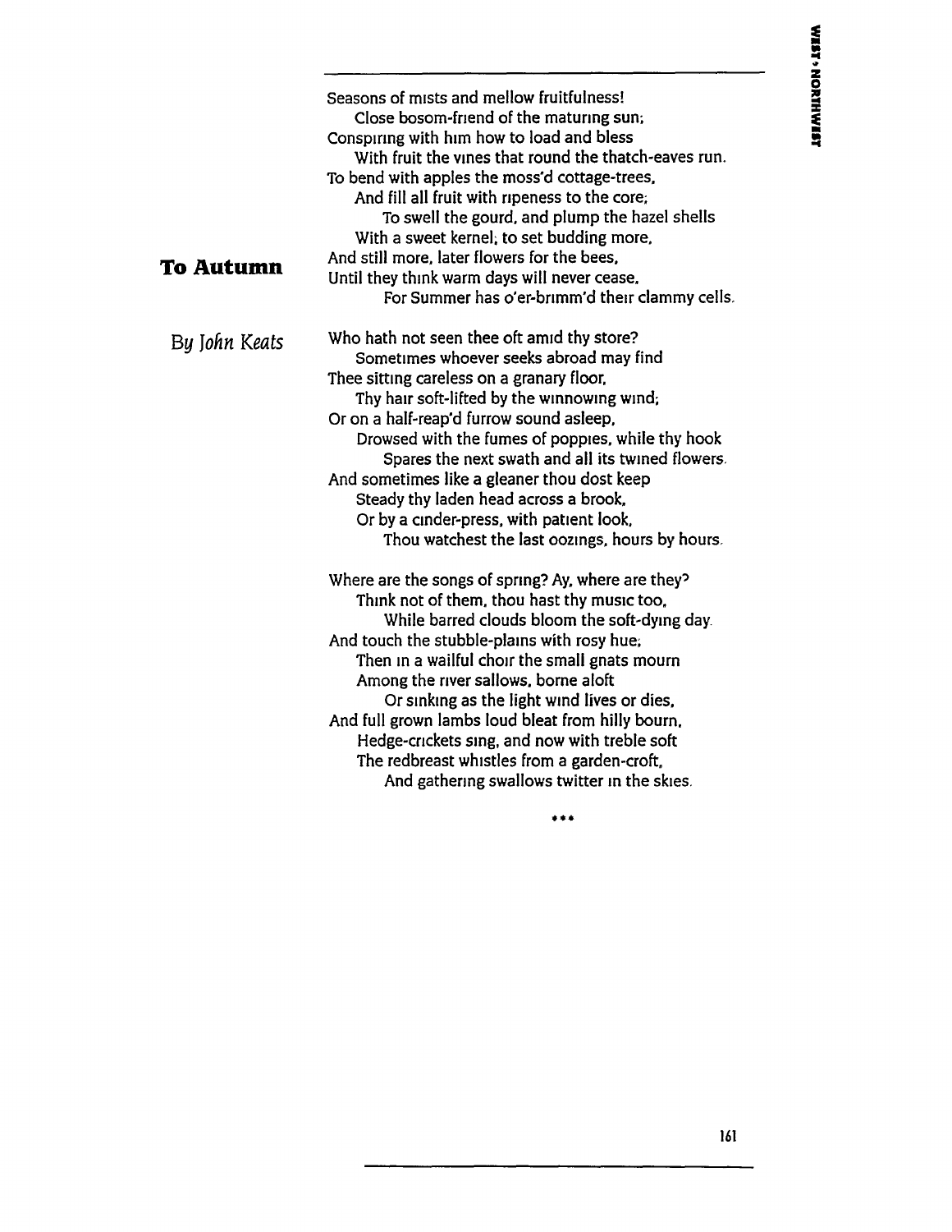# To Autumn

*By John Keats*

Seasons of mists and mellow fruitfulness!
Close bosom-friend of the maturing sun;
Conspiring with him how to load and bless
With fruit the vines that round the thatch-eaves run.
To bend with apples the moss'd cottage-trees,
And fill all fruit with ripeness to the core;
To swell the gourd, and plump the hazel shells
With a sweet kernel; to set budding more,
And still more, later flowers for the bees,
Until they think warm days will never cease,
For Summer has o'er-brimm'd their clammy cells.

Who hath not seen thee oft amid thy store?
Sometimes whoever seeks abroad may find
Thee sitting careless on a granary floor,
Thy hair soft-lifted by the winnowing wind;
Or on a half-reap'd furrow sound asleep,
Drowsed with the fumes of poppies, while thy hook
Spares the next swath and all its twined flowers.
And sometimes like a gleaner thou dost keep
Steady thy laden head across a brook,
Or by a cinder-press, with patient look,
Thou watchest the last oozings, hours by hours.

Where are the songs of spring? Ay, where are they?
Think not of them, thou hast thy music too,
While barred clouds bloom the soft-dying day.
And touch the stubble-plains with rosy hue;
Then in a wailful choir the small gnats mourn
Among the river sallows, borne aloft
Or sinking as the light wind lives or dies,
And full grown lambs loud bleat from hilly bourn,
Hedge-crickets sing, and now with treble soft
The redbreast whistles from a garden-croft,
And gathering swallows twitter in the skies.

***